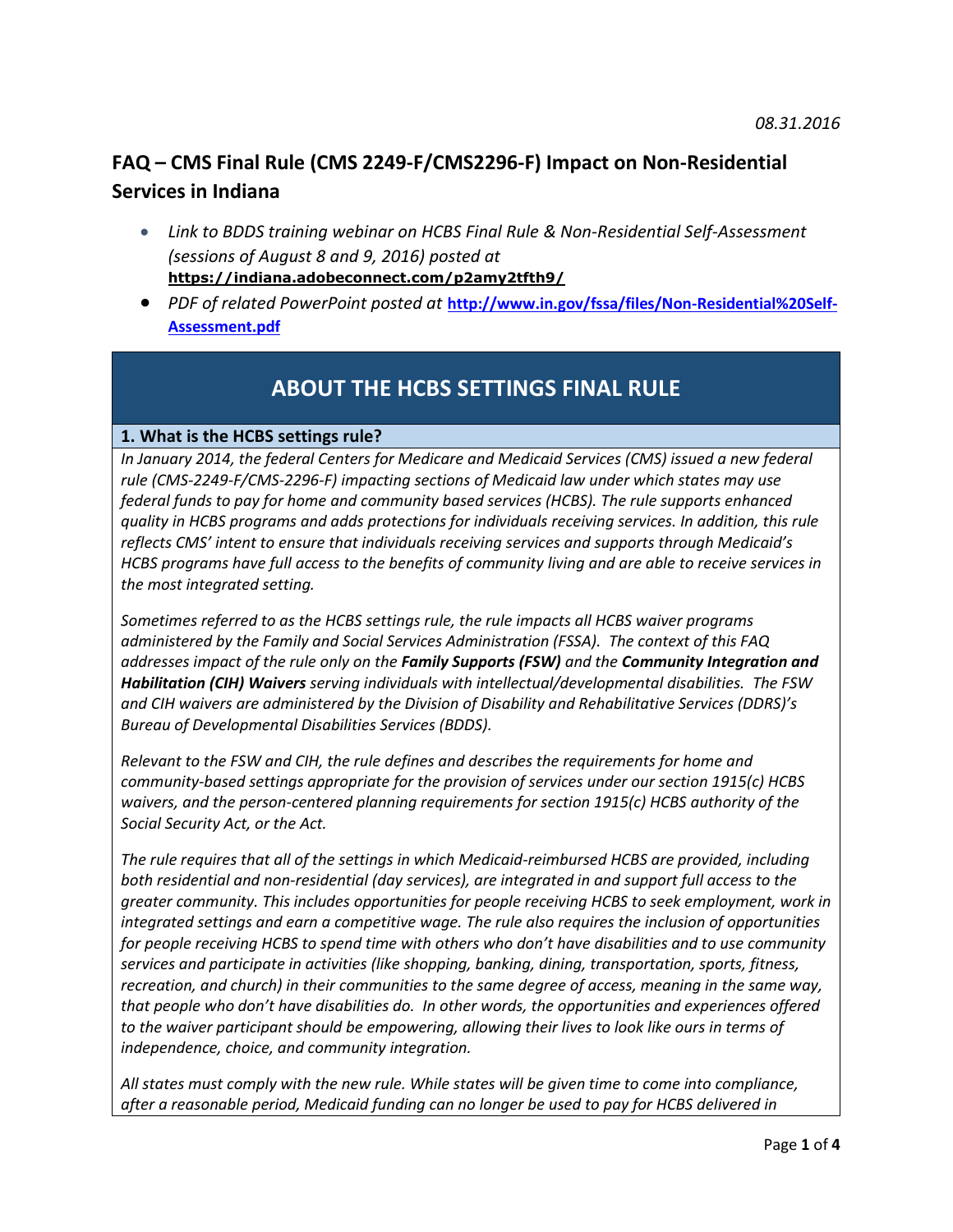*08.31.2016*

## FAQ – CMS Final Rule (CMS 2249-F/CMS2296-F) Impact on Non-Residential Services in Indiana

- *Link to BDDS training webinar on HCBS Final Rule & Non-Residential Self-Assessment (sessions of August 8 and 9, 2016) posted at* **https://indiana.adobeconnect.com/p2amy2tfth9/**
- *PDF of related PowerPoint posted at* **http://www.in.gov/fssa/files/Non-Residential%20Self-Assessment.pdf**

# ABOUT THE HCBS SETTINGS FINAL RULE

### 1. What is the HCBS settings rule?

*In January 2014, the federal Centers for Medicare and Medicaid Services (CMS) issued a new federal rule (CMS-2249-F/CMS-2296-F) impacting sections of Medicaid law under which states may use federal funds to pay for home and community based services (HCBS). The rule supports enhanced quality in HCBS programs and adds protections for individuals receiving services. In addition, this rule reflects CMS' intent to ensure that individuals receiving services and supports through Medicaid's HCBS programs have full access to the benefits of community living and are able to receive services in the most integrated setting.*

*Sometimes referred to as the HCBS settings rule, the rule impacts all HCBS waiver programs administered by the Family and Social Services Administration (FSSA). The context of this FAQ addresses impact of the rule only on the* ***Family Supports (FSW)*** *and the* ***Community Integration and Habilitation (CIH) Waivers*** *serving individuals with intellectual/developmental disabilities. The FSW and CIH waivers are administered by the Division of Disability and Rehabilitative Services (DDRS)'s Bureau of Developmental Disabilities Services (BDDS).*

*Relevant to the FSW and CIH, the rule defines and describes the requirements for home and community-based settings appropriate for the provision of services under our section 1915(c) HCBS waivers, and the person-centered planning requirements for section 1915(c) HCBS authority of the Social Security Act, or the Act.*

*The rule requires that all of the settings in which Medicaid-reimbursed HCBS are provided, including both residential and non-residential (day services), are integrated in and support full access to the greater community. This includes opportunities for people receiving HCBS to seek employment, work in integrated settings and earn a competitive wage. The rule also requires the inclusion of opportunities for people receiving HCBS to spend time with others who don't have disabilities and to use community services and participate in activities (like shopping, banking, dining, transportation, sports, fitness, recreation, and church) in their communities to the same degree of access, meaning in the same way, that people who don't have disabilities do. In other words, the opportunities and experiences offered to the waiver participant should be empowering, allowing their lives to look like ours in terms of independence, choice, and community integration.*

*All states must comply with the new rule. While states will be given time to come into compliance, after a reasonable period, Medicaid funding can no longer be used to pay for HCBS delivered in*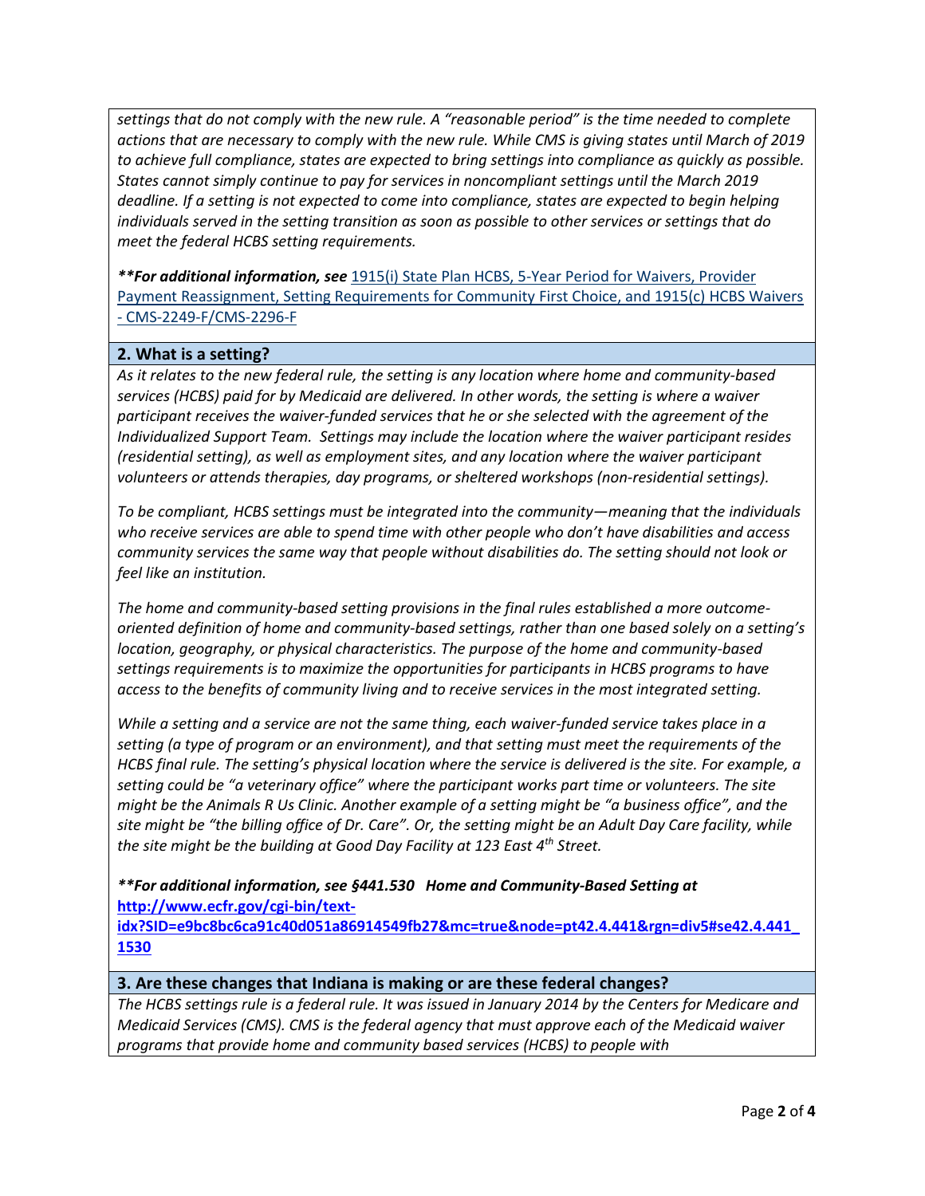*settings that do not comply with the new rule. A "reasonable period" is the time needed to complete actions that are necessary to comply with the new rule. While CMS is giving states until March of 2019 to achieve full compliance, states are expected to bring settings into compliance as quickly as possible. States cannot simply continue to pay for services in noncompliant settings until the March 2019 deadline. If a setting is not expected to come into compliance, states are expected to begin helping individuals served in the setting transition as soon as possible to other services or settings that do meet the federal HCBS setting requirements.*

***For additional information, see** [1915(i) State Plan HCBS, 5-Year Period for Waivers, Provider Payment Reassignment, Setting Requirements for Community First Choice, and 1915(c) HCBS Waivers - CMS-2249-F/CMS-2296-F]

## 2. What is a setting?

*As it relates to the new federal rule, the setting is any location where home and community-based services (HCBS) paid for by Medicaid are delivered. In other words, the setting is where a waiver participant receives the waiver-funded services that he or she selected with the agreement of the Individualized Support Team. Settings may include the location where the waiver participant resides (residential setting), as well as employment sites, and any location where the waiver participant volunteers or attends therapies, day programs, or sheltered workshops (non-residential settings).*

*To be compliant, HCBS settings must be integrated into the community—meaning that the individuals who receive services are able to spend time with other people who don't have disabilities and access community services the same way that people without disabilities do. The setting should not look or feel like an institution.*

*The home and community-based setting provisions in the final rules established a more outcome-oriented definition of home and community-based settings, rather than one based solely on a setting's location, geography, or physical characteristics. The purpose of the home and community-based settings requirements is to maximize the opportunities for participants in HCBS programs to have access to the benefits of community living and to receive services in the most integrated setting.*

*While a setting and a service are not the same thing, each waiver-funded service takes place in a setting (a type of program or an environment), and that setting must meet the requirements of the HCBS final rule. The setting's physical location where the service is delivered is the site. For example, a setting could be "a veterinary office" where the participant works part time or volunteers. The site might be the Animals R Us Clinic. Another example of a setting might be "a business office", and the site might be "the billing office of Dr. Care". Or, the setting might be an Adult Day Care facility, while the site might be the building at Good Day Facility at 123 East 4th Street.*

***For additional information, see §441.530 Home and Community-Based Setting at** **http://www.ecfr.gov/cgi-bin/text-idx?SID=e9bc8bc6ca91c40d051a86914549fb27&mc=true&node=pt42.4.441&rgn=div5#se42.4.441_1530***

## 3. Are these changes that Indiana is making or are these federal changes?

*The HCBS settings rule is a federal rule. It was issued in January 2014 by the Centers for Medicare and Medicaid Services (CMS). CMS is the federal agency that must approve each of the Medicaid waiver programs that provide home and community based services (HCBS) to people with*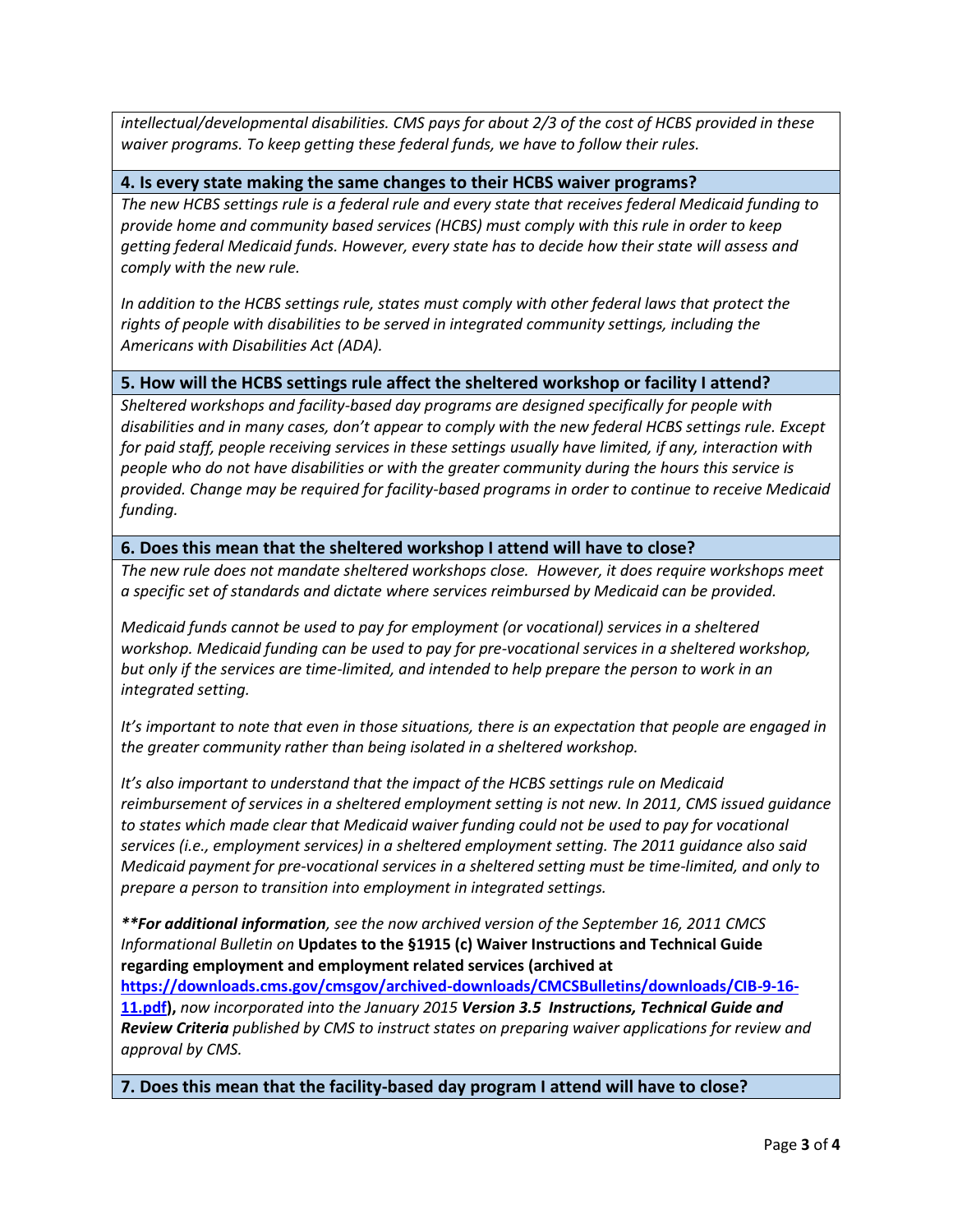*intellectual/developmental disabilities. CMS pays for about 2/3 of the cost of HCBS provided in these waiver programs. To keep getting these federal funds, we have to follow their rules.*

### 4. Is every state making the same changes to their HCBS waiver programs?

*The new HCBS settings rule is a federal rule and every state that receives federal Medicaid funding to provide home and community based services (HCBS) must comply with this rule in order to keep getting federal Medicaid funds. However, every state has to decide how their state will assess and comply with the new rule.*

*In addition to the HCBS settings rule, states must comply with other federal laws that protect the rights of people with disabilities to be served in integrated community settings, including the Americans with Disabilities Act (ADA).*

### 5. How will the HCBS settings rule affect the sheltered workshop or facility I attend?

*Sheltered workshops and facility-based day programs are designed specifically for people with disabilities and in many cases, don't appear to comply with the new federal HCBS settings rule. Except for paid staff, people receiving services in these settings usually have limited, if any, interaction with people who do not have disabilities or with the greater community during the hours this service is provided. Change may be required for facility-based programs in order to continue to receive Medicaid funding.*

### 6. Does this mean that the sheltered workshop I attend will have to close?

*The new rule does not mandate sheltered workshops close. However, it does require workshops meet a specific set of standards and dictate where services reimbursed by Medicaid can be provided.*

*Medicaid funds cannot be used to pay for employment (or vocational) services in a sheltered workshop. Medicaid funding can be used to pay for pre-vocational services in a sheltered workshop, but only if the services are time-limited, and intended to help prepare the person to work in an integrated setting.*

*It's important to note that even in those situations, there is an expectation that people are engaged in the greater community rather than being isolated in a sheltered workshop.*

*It's also important to understand that the impact of the HCBS settings rule on Medicaid reimbursement of services in a sheltered employment setting is not new. In 2011, CMS issued guidance to states which made clear that Medicaid waiver funding could not be used to pay for vocational services (i.e., employment services) in a sheltered employment setting. The 2011 guidance also said Medicaid payment for pre-vocational services in a sheltered setting must be time-limited, and only to prepare a person to transition into employment in integrated settings.*

***\*\*For additional information**, see the now archived version of the September 16, 2011 CMCS Informational Bulletin on* **Updates to the §1915 (c) Waiver Instructions and Technical Guide regarding employment and employment related services (archived at [https://downloads.cms.gov/cmsgov/archived-downloads/CMCSBulletins/downloads/CIB-9-16-11.pdf](https://downloads.cms.gov/cmsgov/archived-downloads/CMCSBulletins/downloads/CIB-9-16-11.pdf)),** *now incorporated into the January 2015* ***Version 3.5 Instructions, Technical Guide and Review Criteria*** *published by CMS to instruct states on preparing waiver applications for review and approval by CMS.*

### 7. Does this mean that the facility-based day program I attend will have to close?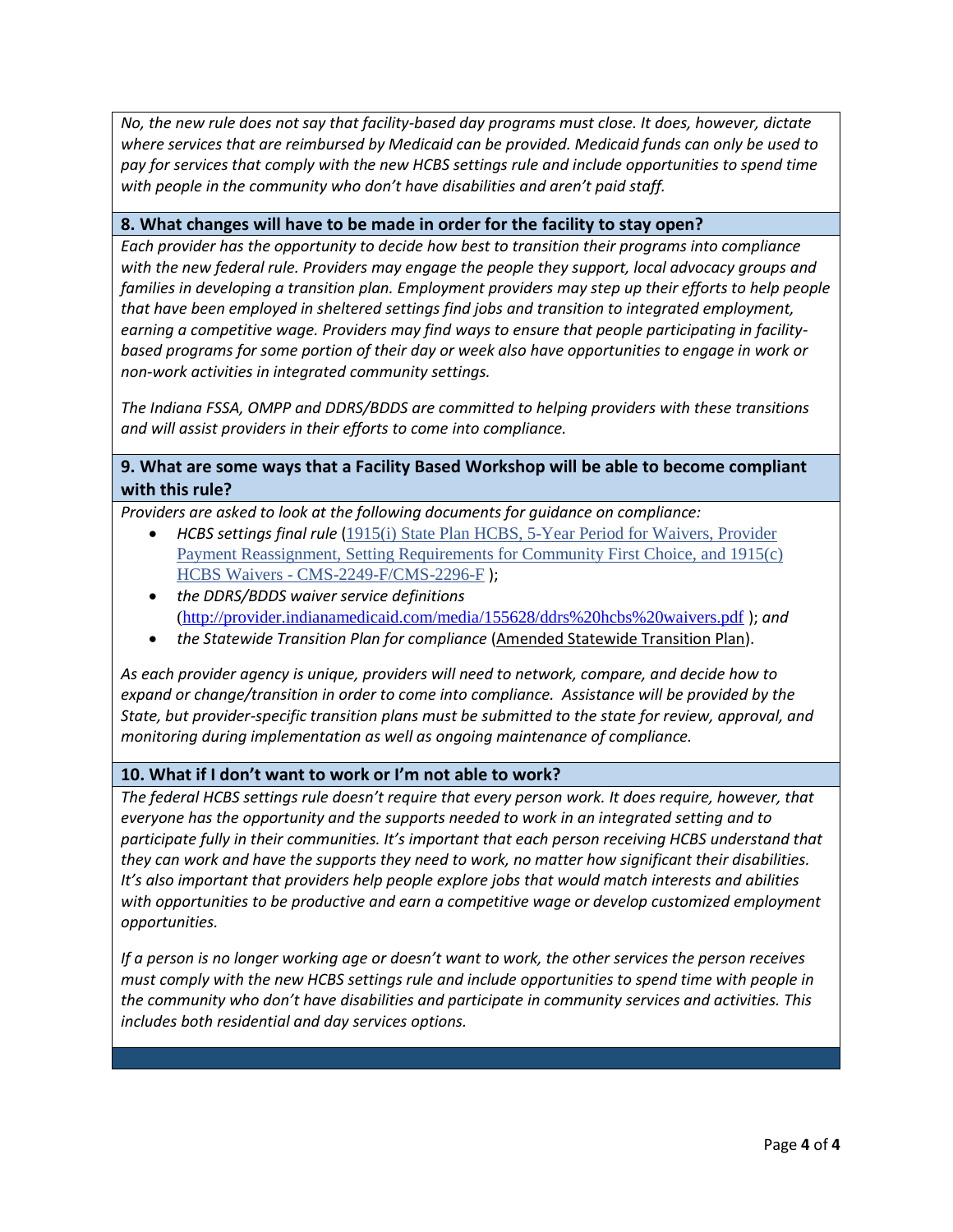*No, the new rule does not say that facility-based day programs must close. It does, however, dictate where services that are reimbursed by Medicaid can be provided. Medicaid funds can only be used to pay for services that comply with the new HCBS settings rule and include opportunities to spend time with people in the community who don't have disabilities and aren't paid staff.*

### 8. What changes will have to be made in order for the facility to stay open?

*Each provider has the opportunity to decide how best to transition their programs into compliance with the new federal rule. Providers may engage the people they support, local advocacy groups and families in developing a transition plan. Employment providers may step up their efforts to help people that have been employed in sheltered settings find jobs and transition to integrated employment, earning a competitive wage. Providers may find ways to ensure that people participating in facility-based programs for some portion of their day or week also have opportunities to engage in work or non-work activities in integrated community settings.*

*The Indiana FSSA, OMPP and DDRS/BDDS are committed to helping providers with these transitions and will assist providers in their efforts to come into compliance.*

### 9. What are some ways that a Facility Based Workshop will be able to become compliant with this rule?

*Providers are asked to look at the following documents for guidance on compliance:*

- *HCBS settings final rule* (1915(i) State Plan HCBS, 5-Year Period for Waivers, Provider Payment Reassignment, Setting Requirements for Community First Choice, and 1915(c) HCBS Waivers - CMS-2249-F/CMS-2296-F );
- *the DDRS/BDDS waiver service definitions* (http://provider.indianamedicaid.com/media/155628/ddrs%20hcbs%20waivers.pdf ); *and*
- *the Statewide Transition Plan for compliance* (Amended Statewide Transition Plan).

*As each provider agency is unique, providers will need to network, compare, and decide how to expand or change/transition in order to come into compliance. Assistance will be provided by the State, but provider-specific transition plans must be submitted to the state for review, approval, and monitoring during implementation as well as ongoing maintenance of compliance.*

### 10. What if I don't want to work or I'm not able to work?

*The federal HCBS settings rule doesn't require that every person work. It does require, however, that everyone has the opportunity and the supports needed to work in an integrated setting and to participate fully in their communities. It's important that each person receiving HCBS understand that they can work and have the supports they need to work, no matter how significant their disabilities. It's also important that providers help people explore jobs that would match interests and abilities with opportunities to be productive and earn a competitive wage or develop customized employment opportunities.*

*If a person is no longer working age or doesn't want to work, the other services the person receives must comply with the new HCBS settings rule and include opportunities to spend time with people in the community who don't have disabilities and participate in community services and activities. This includes both residential and day services options.*